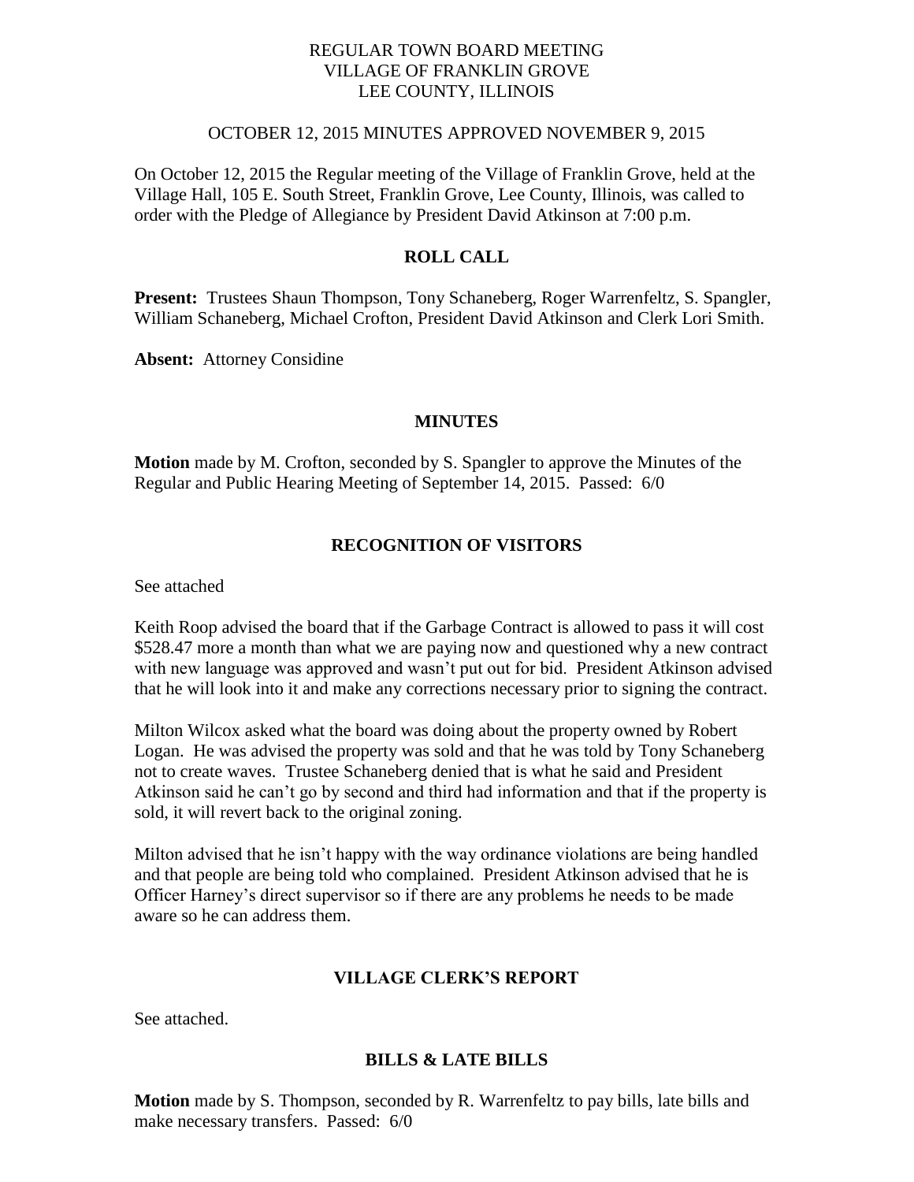# REGULAR TOWN BOARD MEETING
# VILLAGE OF FRANKLIN GROVE
# LEE COUNTY, ILLINOIS

OCTOBER 12, 2015 MINUTES APPROVED NOVEMBER 9, 2015

On October 12, 2015 the Regular meeting of the Village of Franklin Grove, held at the Village Hall, 105 E. South Street, Franklin Grove, Lee County, Illinois, was called to order with the Pledge of Allegiance by President David Atkinson at 7:00 p.m.

## ROLL CALL

**Present:** Trustees Shaun Thompson, Tony Schaneberg, Roger Warrenfeltz, S. Spangler, William Schaneberg, Michael Crofton, President David Atkinson and Clerk Lori Smith.

**Absent:** Attorney Considine

## MINUTES

**Motion** made by M. Crofton, seconded by S. Spangler to approve the Minutes of the Regular and Public Hearing Meeting of September 14, 2015. Passed: 6/0

## RECOGNITION OF VISITORS

See attached

Keith Roop advised the board that if the Garbage Contract is allowed to pass it will cost $528.47 more a month than what we are paying now and questioned why a new contract with new language was approved and wasn't put out for bid. President Atkinson advised that he will look into it and make any corrections necessary prior to signing the contract.

Milton Wilcox asked what the board was doing about the property owned by Robert Logan. He was advised the property was sold and that he was told by Tony Schaneberg not to create waves. Trustee Schaneberg denied that is what he said and President Atkinson said he can't go by second and third had information and that if the property is sold, it will revert back to the original zoning.

Milton advised that he isn't happy with the way ordinance violations are being handled and that people are being told who complained. President Atkinson advised that he is Officer Harney's direct supervisor so if there are any problems he needs to be made aware so he can address them.

## VILLAGE CLERK'S REPORT

See attached.

## BILLS & LATE BILLS

**Motion** made by S. Thompson, seconded by R. Warrenfeltz to pay bills, late bills and make necessary transfers. Passed: 6/0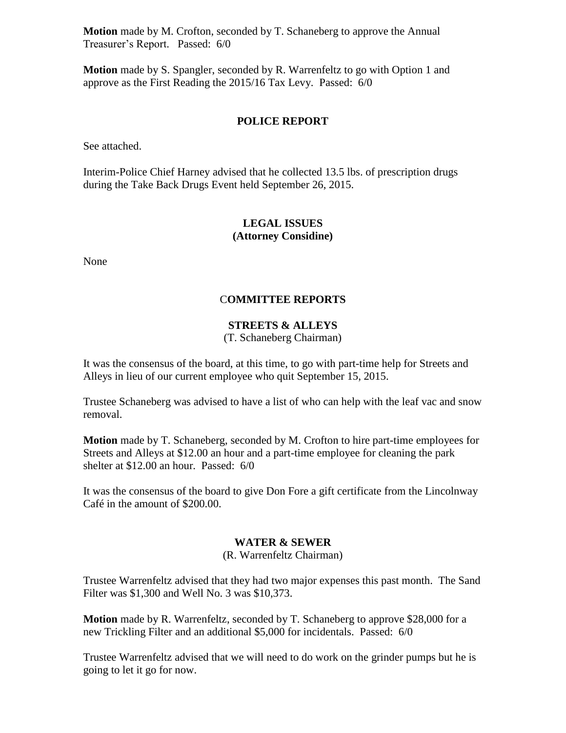**Motion** made by M. Crofton, seconded by T. Schaneberg to approve the Annual Treasurer's Report. Passed: 6/0

**Motion** made by S. Spangler, seconded by R. Warrenfeltz to go with Option 1 and approve as the First Reading the 2015/16 Tax Levy. Passed: 6/0

## POLICE REPORT

See attached.

Interim-Police Chief Harney advised that he collected 13.5 lbs. of prescription drugs during the Take Back Drugs Event held September 26, 2015.

## LEGAL ISSUES
## (Attorney Considine)

None

## COMMITTEE REPORTS

### STREETS & ALLEYS
(T. Schaneberg Chairman)

It was the consensus of the board, at this time, to go with part-time help for Streets and Alleys in lieu of our current employee who quit September 15, 2015.

Trustee Schaneberg was advised to have a list of who can help with the leaf vac and snow removal.

**Motion** made by T. Schaneberg, seconded by M. Crofton to hire part-time employees for Streets and Alleys at $12.00 an hour and a part-time employee for cleaning the park shelter at $12.00 an hour. Passed: 6/0

It was the consensus of the board to give Don Fore a gift certificate from the Lincolnway Café in the amount of $200.00.

### WATER & SEWER
(R. Warrenfeltz Chairman)

Trustee Warrenfeltz advised that they had two major expenses this past month. The Sand Filter was $1,300 and Well No. 3 was $10,373.

**Motion** made by R. Warrenfeltz, seconded by T. Schaneberg to approve $28,000 for a new Trickling Filter and an additional $5,000 for incidentals. Passed: 6/0

Trustee Warrenfeltz advised that we will need to do work on the grinder pumps but he is going to let it go for now.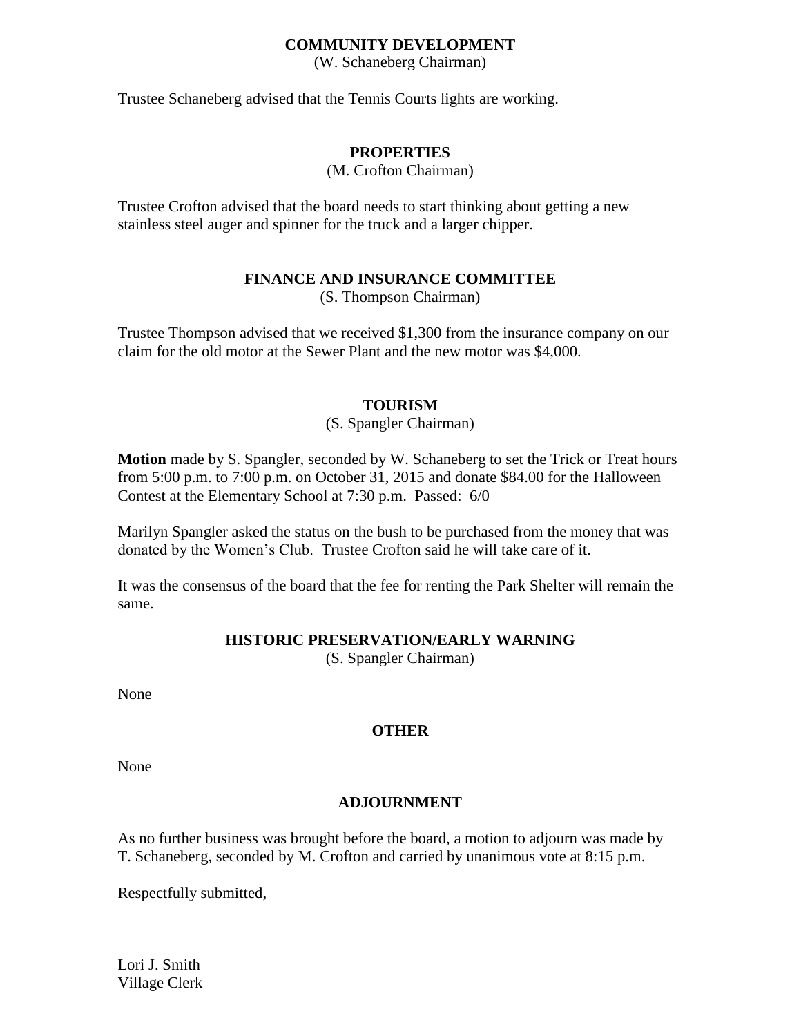**COMMUNITY DEVELOPMENT**
(W. Schaneberg Chairman)

Trustee Schaneberg advised that the Tennis Courts lights are working.

**PROPERTIES**
(M. Crofton Chairman)

Trustee Crofton advised that the board needs to start thinking about getting a new stainless steel auger and spinner for the truck and a larger chipper.

**FINANCE AND INSURANCE COMMITTEE**
(S. Thompson Chairman)

Trustee Thompson advised that we received $1,300 from the insurance company on our claim for the old motor at the Sewer Plant and the new motor was $4,000.

**TOURISM**
(S. Spangler Chairman)

**Motion** made by S. Spangler, seconded by W. Schaneberg to set the Trick or Treat hours from 5:00 p.m. to 7:00 p.m. on October 31, 2015 and donate $84.00 for the Halloween Contest at the Elementary School at 7:30 p.m. Passed: 6/0

Marilyn Spangler asked the status on the bush to be purchased from the money that was donated by the Women's Club. Trustee Crofton said he will take care of it.

It was the consensus of the board that the fee for renting the Park Shelter will remain the same.

**HISTORIC PRESERVATION/EARLY WARNING**
(S. Spangler Chairman)

None

**OTHER**

None

**ADJOURNMENT**

As no further business was brought before the board, a motion to adjourn was made by T. Schaneberg, seconded by M. Crofton and carried by unanimous vote at 8:15 p.m.

Respectfully submitted,

Lori J. Smith
Village Clerk